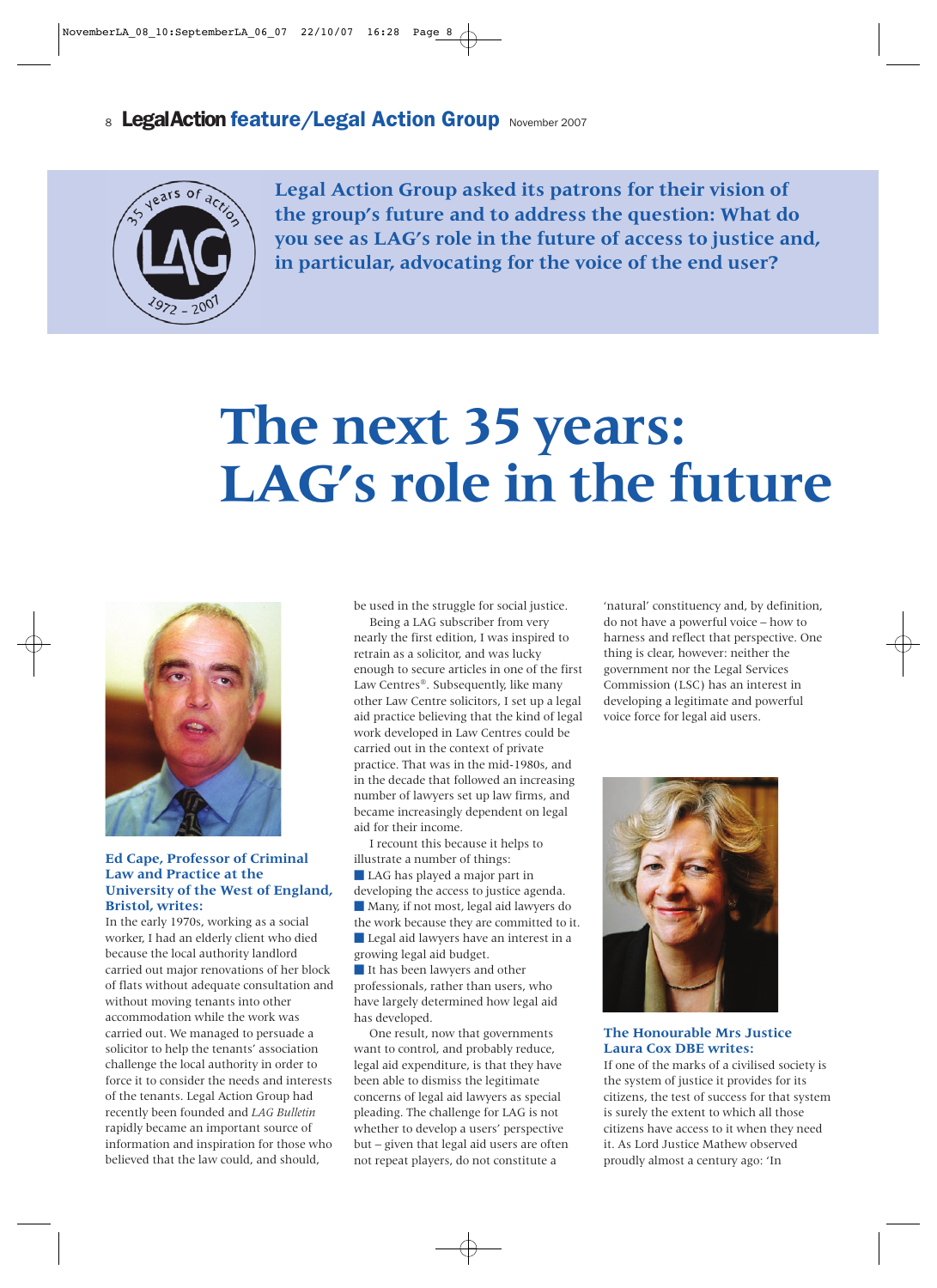Legal Action Group asked its patrons for their vision of the group's future and to address the question: What do you see as LAG's role in the future of access to justice and, in particular, advocating for the voice of the end user?

# The next 35 years: LAG's role in the future

### Ed Cape, Professor of Criminal Law and Practice at the University of the West of England, Bristol, writes:

In the early 1970s, working as a social worker, I had an elderly client who died because the local authority landlord carried out major renovations of her block of flats without adequate consultation and without moving tenants into other accommodation while the work was carried out. We managed to persuade a solicitor to help the tenants' association challenge the local authority in order to force it to consider the needs and interests of the tenants. Legal Action Group had recently been founded and *LAG Bulletin* rapidly became an important source of information and inspiration for those who believed that the law could, and should, be used in the struggle for social justice.

Being a LAG subscriber from very nearly the first edition, I was inspired to retrain as a solicitor, and was lucky enough to secure articles in one of the first Law Centres®. Subsequently, like many other Law Centre solicitors, I set up a legal aid practice believing that the kind of legal work developed in Law Centres could be carried out in the context of private practice. That was in the mid-1980s, and in the decade that followed an increasing number of lawyers set up law firms, and became increasingly dependent on legal aid for their income.

I recount this because it helps to illustrate a number of things:

- LAG has played a major part in developing the access to justice agenda.
- Many, if not most, legal aid lawyers do the work because they are committed to it.
- Legal aid lawyers have an interest in a growing legal aid budget.
- It has been lawyers and other professionals, rather than users, who have largely determined how legal aid has developed.

One result, now that governments want to control, and probably reduce, legal aid expenditure, is that they have been able to dismiss the legitimate concerns of legal aid lawyers as special pleading. The challenge for LAG is not whether to develop a users' perspective but – given that legal aid users are often not repeat players, do not constitute a 'natural' constituency and, by definition, do not have a powerful voice – how to harness and reflect that perspective. One thing is clear, however: neither the government nor the Legal Services Commission (LSC) has an interest in developing a legitimate and powerful voice force for legal aid users.

### The Honourable Mrs Justice Laura Cox DBE writes:

If one of the marks of a civilised society is the system of justice it provides for its citizens, the test of success for that system is surely the extent to which all those citizens have access to it when they need it. As Lord Justice Mathew observed proudly almost a century ago: 'In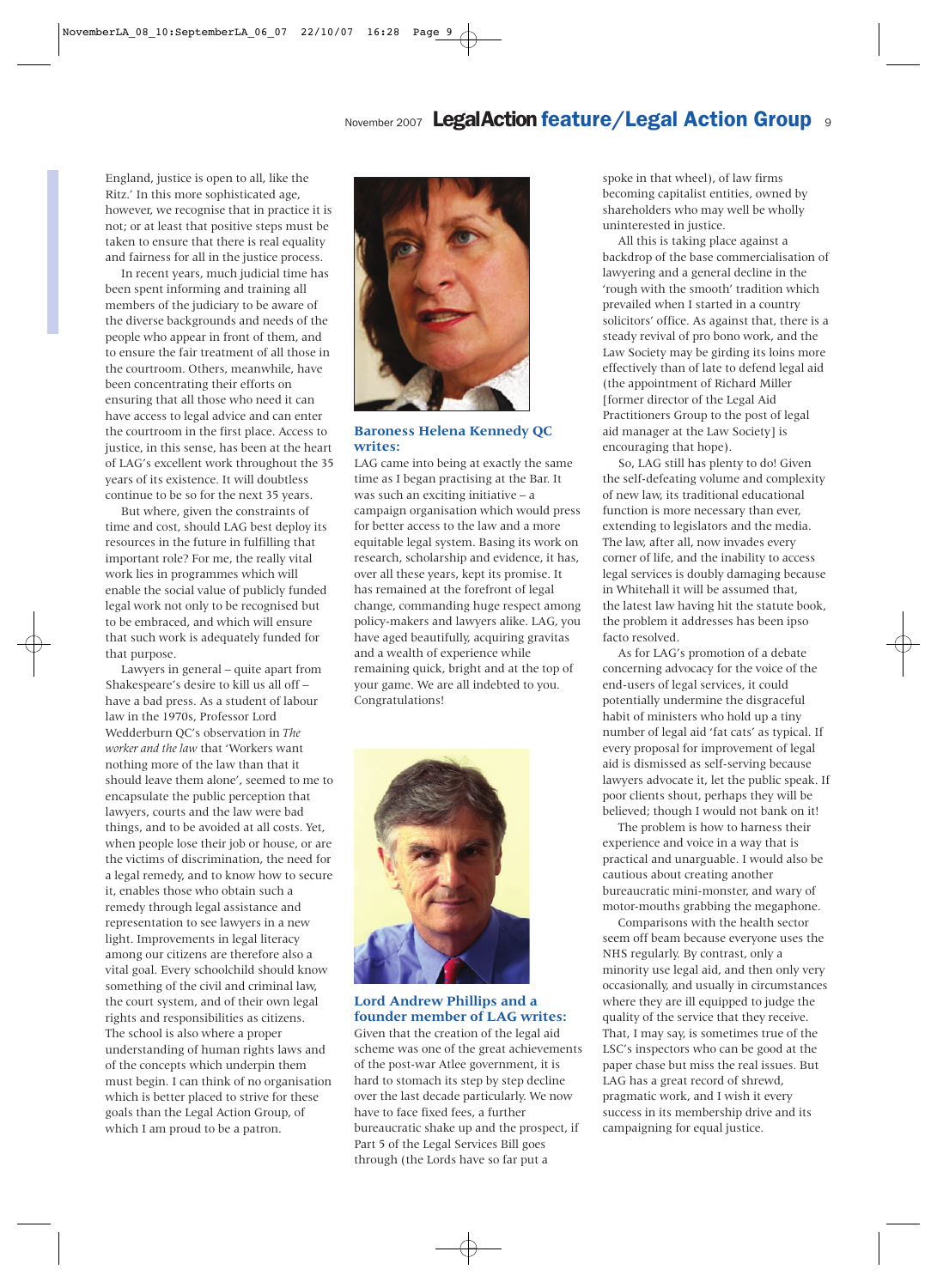England, justice is open to all, like the Ritz.' In this more sophisticated age, however, we recognise that in practice it is not; or at least that positive steps must be taken to ensure that there is real equality and fairness for all in the justice process.

In recent years, much judicial time has been spent informing and training all members of the judiciary to be aware of the diverse backgrounds and needs of the people who appear in front of them, and to ensure the fair treatment of all those in the courtroom. Others, meanwhile, have been concentrating their efforts on ensuring that all those who need it can have access to legal advice and can enter the courtroom in the first place. Access to justice, in this sense, has been at the heart of LAG's excellent work throughout the 35 years of its existence. It will doubtless continue to be so for the next 35 years.

But where, given the constraints of time and cost, should LAG best deploy its resources in the future in fulfilling that important role? For me, the really vital work lies in programmes which will enable the social value of publicly funded legal work not only to be recognised but to be embraced, and which will ensure that such work is adequately funded for that purpose.

Lawyers in general – quite apart from Shakespeare's desire to kill us all off – have a bad press. As a student of labour law in the 1970s, Professor Lord Wedderburn QC's observation in *The worker and the law* that 'Workers want nothing more of the law than that it should leave them alone', seemed to me to encapsulate the public perception that lawyers, courts and the law were bad things, and to be avoided at all costs. Yet, when people lose their job or house, or are the victims of discrimination, the need for a legal remedy, and to know how to secure it, enables those who obtain such a remedy through legal assistance and representation to see lawyers in a new light. Improvements in legal literacy among our citizens are therefore also a vital goal. Every schoolchild should know something of the civil and criminal law, the court system, and of their own legal rights and responsibilities as citizens. The school is also where a proper understanding of human rights laws and of the concepts which underpin them must begin. I can think of no organisation which is better placed to strive for these goals than the Legal Action Group, of which I am proud to be a patron.

## Baroness Helena Kennedy QC writes:

LAG came into being at exactly the same time as I began practising at the Bar. It was such an exciting initiative – a campaign organisation which would press for better access to the law and a more equitable legal system. Basing its work on research, scholarship and evidence, it has, over all these years, kept its promise. It has remained at the forefront of legal change, commanding huge respect among policy-makers and lawyers alike. LAG, you have aged beautifully, acquiring gravitas and a wealth of experience while remaining quick, bright and at the top of your game. We are all indebted to you. Congratulations!

## Lord Andrew Phillips and a founder member of LAG writes:

Given that the creation of the legal aid scheme was one of the great achievements of the post-war Atlee government, it is hard to stomach its step by step decline over the last decade particularly. We now have to face fixed fees, a further bureaucratic shake up and the prospect, if Part 5 of the Legal Services Bill goes through (the Lords have so far put a spoke in that wheel), of law firms becoming capitalist entities, owned by shareholders who may well be wholly uninterested in justice.

All this is taking place against a backdrop of the base commercialisation of lawyering and a general decline in the 'rough with the smooth' tradition which prevailed when I started in a country solicitors' office. As against that, there is a steady revival of pro bono work, and the Law Society may be girding its loins more effectively than of late to defend legal aid (the appointment of Richard Miller [former director of the Legal Aid Practitioners Group to the post of legal aid manager at the Law Society] is encouraging that hope).

So, LAG still has plenty to do! Given the self-defeating volume and complexity of new law, its traditional educational function is more necessary than ever, extending to legislators and the media. The law, after all, now invades every corner of life, and the inability to access legal services is doubly damaging because in Whitehall it will be assumed that, the latest law having hit the statute book, the problem it addresses has been ipso facto resolved.

As for LAG's promotion of a debate concerning advocacy for the voice of the end-users of legal services, it could potentially undermine the disgraceful habit of ministers who hold up a tiny number of legal aid 'fat cats' as typical. If every proposal for improvement of legal aid is dismissed as self-serving because lawyers advocate it, let the public speak. If poor clients shout, perhaps they will be believed; though I would not bank on it!

The problem is how to harness their experience and voice in a way that is practical and unarguable. I would also be cautious about creating another bureaucratic mini-monster, and wary of motor-mouths grabbing the megaphone.

Comparisons with the health sector seem off beam because everyone uses the NHS regularly. By contrast, only a minority use legal aid, and then only very occasionally, and usually in circumstances where they are ill equipped to judge the quality of the service that they receive. That, I may say, is sometimes true of the LSC's inspectors who can be good at the paper chase but miss the real issues. But LAG has a great record of shrewd, pragmatic work, and I wish it every success in its membership drive and its campaigning for equal justice.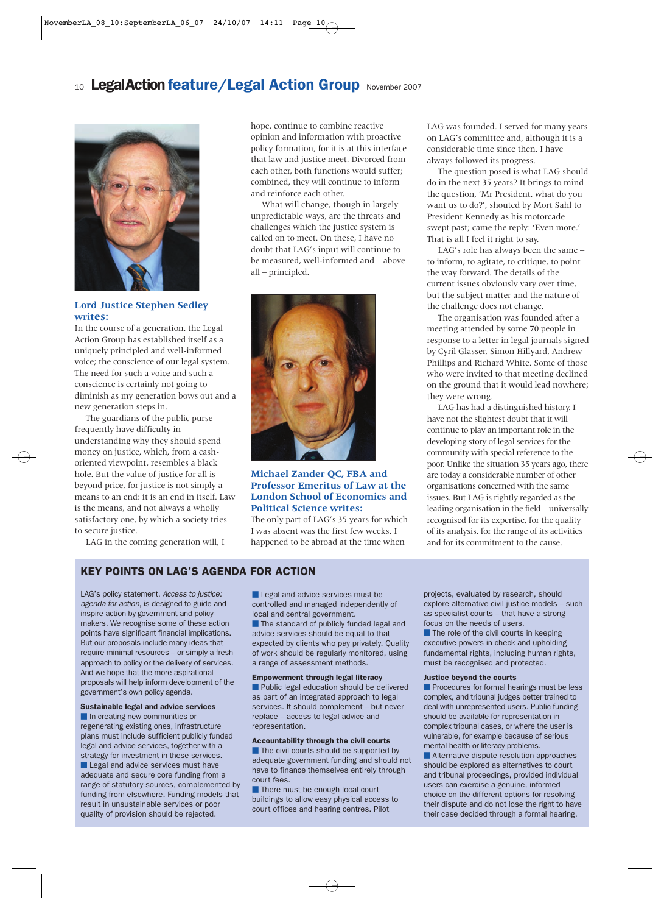### Lord Justice Stephen Sedley writes:

In the course of a generation, the Legal Action Group has established itself as a uniquely principled and well-informed voice; the conscience of our legal system. The need for such a voice and such a conscience is certainly not going to diminish as my generation bows out and a new generation steps in.

The guardians of the public purse frequently have difficulty in understanding why they should spend money on justice, which, from a cash-oriented viewpoint, resembles a black hole. But the value of justice for all is beyond price, for justice is not simply a means to an end: it is an end in itself. Law is the means, and not always a wholly satisfactory one, by which a society tries to secure justice.

LAG in the coming generation will, I hope, continue to combine reactive opinion and information with proactive policy formation, for it is at this interface that law and justice meet. Divorced from each other, both functions would suffer; combined, they will continue to inform and reinforce each other.

What will change, though in largely unpredictable ways, are the threats and challenges which the justice system is called on to meet. On these, I have no doubt that LAG's input will continue to be measured, well-informed and – above all – principled.

### Michael Zander QC, FBA and Professor Emeritus of Law at the London School of Economics and Political Science writes:

The only part of LAG's 35 years for which I was absent was the first few weeks. I happened to be abroad at the time when LAG was founded. I served for many years on LAG's committee and, although it is a considerable time since then, I have always followed its progress.

The question posed is what LAG should do in the next 35 years? It brings to mind the question, 'Mr President, what do you want us to do?', shouted by Mort Sahl to President Kennedy as his motorcade swept past; came the reply: 'Even more.' That is all I feel it right to say.

LAG's role has always been the same – to inform, to agitate, to critique, to point the way forward. The details of the current issues obviously vary over time, but the subject matter and the nature of the challenge does not change.

The organisation was founded after a meeting attended by some 70 people in response to a letter in legal journals signed by Cyril Glasser, Simon Hillyard, Andrew Phillips and Richard White. Some of those who were invited to that meeting declined on the ground that it would lead nowhere; they were wrong.

LAG has had a distinguished history. I have not the slightest doubt that it will continue to play an important role in the developing story of legal services for the community with special reference to the poor. Unlike the situation 35 years ago, there are today a considerable number of other organisations concerned with the same issues. But LAG is rightly regarded as the leading organisation in the field – universally recognised for its expertise, for the quality of its analysis, for the range of its activities and for its commitment to the cause.

## KEY POINTS ON LAG'S AGENDA FOR ACTION

LAG's policy statement, *Access to justice: agenda for action*, is designed to guide and inspire action by government and policy-makers. We recognise some of these action points have significant financial implications. But our proposals include many ideas that require minimal resources – or simply a fresh approach to policy or the delivery of services. And we hope that the more aspirational proposals will help inform development of the government's own policy agenda.

**Sustainable legal and advice services**

- In creating new communities or regenerating existing ones, infrastructure plans must include sufficient publicly funded legal and advice services, together with a strategy for investment in these services.
- Legal and advice services must have adequate and secure core funding from a range of statutory sources, complemented by funding from elsewhere. Funding models that result in unsustainable services or poor quality of provision should be rejected.
- Legal and advice services must be controlled and managed independently of local and central government.
- The standard of publicly funded legal and advice services should be equal to that expected by clients who pay privately. Quality of work should be regularly monitored, using a range of assessment methods.

**Empowerment through legal literacy**

- Public legal education should be delivered as part of an integrated approach to legal services. It should complement – but never replace – access to legal advice and representation.

**Accountability through the civil courts**

- The civil courts should be supported by adequate government funding and should not have to finance themselves entirely through court fees.
- There must be enough local court buildings to allow easy physical access to court offices and hearing centres. Pilot projects, evaluated by research, should explore alternative civil justice models – such as specialist courts – that have a strong focus on the needs of users.
- The role of the civil courts in keeping executive powers in check and upholding fundamental rights, including human rights, must be recognised and protected.

**Justice beyond the courts**

- Procedures for formal hearings must be less complex, and tribunal judges better trained to deal with unrepresented users. Public funding should be available for representation in complex tribunal cases, or where the user is vulnerable, for example because of serious mental health or literacy problems.
- Alternative dispute resolution approaches should be explored as alternatives to court and tribunal proceedings, provided individual users can exercise a genuine, informed choice on the different options for resolving their dispute and do not lose the right to have their case decided through a formal hearing.